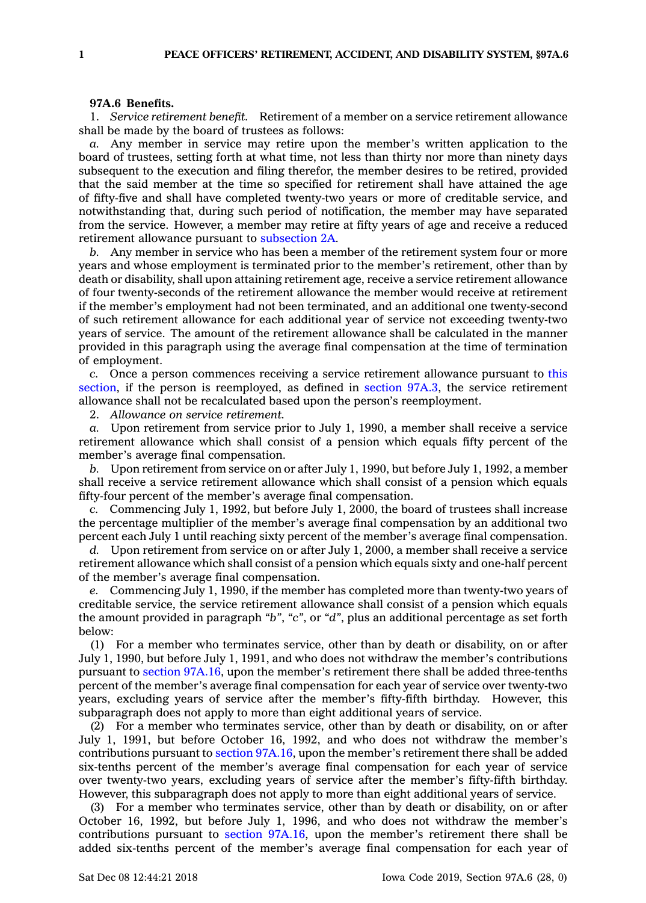**97A.6 Benefits.**

1. *Service retirement benefit.* Retirement of a member on a service retirement allowance shall be made by the board of trustees as follows:

*a.* Any member in service may retire upon the member's written application to the board of trustees, setting forth at what time, not less than thirty nor more than ninety days subsequent to the execution and filing therefor, the member desires to be retired, provided that the said member at the time so specified for retirement shall have attained the age of fifty-five and shall have completed twenty-two years or more of creditable service, and notwithstanding that, during such period of notification, the member may have separated from the service. However, a member may retire at fifty years of age and receive a reduced retirement allowance pursuant to subsection 2A.

*b.* Any member in service who has been a member of the retirement system four or more years and whose employment is terminated prior to the member's retirement, other than by death or disability, shall upon attaining retirement age, receive a service retirement allowance of four twenty-seconds of the retirement allowance the member would receive at retirement if the member's employment had not been terminated, and an additional one twenty-second of such retirement allowance for each additional year of service not exceeding twenty-two years of service. The amount of the retirement allowance shall be calculated in the manner provided in this paragraph using the average final compensation at the time of termination of employment.

*c.* Once a person commences receiving a service retirement allowance pursuant to this section, if the person is reemployed, as defined in section 97A.3, the service retirement allowance shall not be recalculated based upon the person's reemployment.

2. *Allowance on service retirement.*

*a.* Upon retirement from service prior to July 1, 1990, a member shall receive a service retirement allowance which shall consist of a pension which equals fifty percent of the member's average final compensation.

*b.* Upon retirement from service on or after July 1, 1990, but before July 1, 1992, a member shall receive a service retirement allowance which shall consist of a pension which equals fifty-four percent of the member's average final compensation.

*c.* Commencing July 1, 1992, but before July 1, 2000, the board of trustees shall increase the percentage multiplier of the member's average final compensation by an additional two percent each July 1 until reaching sixty percent of the member's average final compensation.

*d.* Upon retirement from service on or after July 1, 2000, a member shall receive a service retirement allowance which shall consist of a pension which equals sixty and one-half percent of the member's average final compensation.

*e.* Commencing July 1, 1990, if the member has completed more than twenty-two years of creditable service, the service retirement allowance shall consist of a pension which equals the amount provided in paragraph *"b"*, *"c"*, or *"d"*, plus an additional percentage as set forth below:

(1) For a member who terminates service, other than by death or disability, on or after July 1, 1990, but before July 1, 1991, and who does not withdraw the member's contributions pursuant to section 97A.16, upon the member's retirement there shall be added three-tenths percent of the member's average final compensation for each year of service over twenty-two years, excluding years of service after the member's fifty-fifth birthday. However, this subparagraph does not apply to more than eight additional years of service.

(2) For a member who terminates service, other than by death or disability, on or after July 1, 1991, but before October 16, 1992, and who does not withdraw the member's contributions pursuant to section 97A.16, upon the member's retirement there shall be added six-tenths percent of the member's average final compensation for each year of service over twenty-two years, excluding years of service after the member's fifty-fifth birthday. However, this subparagraph does not apply to more than eight additional years of service.

(3) For a member who terminates service, other than by death or disability, on or after October 16, 1992, but before July 1, 1996, and who does not withdraw the member's contributions pursuant to section 97A.16, upon the member's retirement there shall be added six-tenths percent of the member's average final compensation for each year of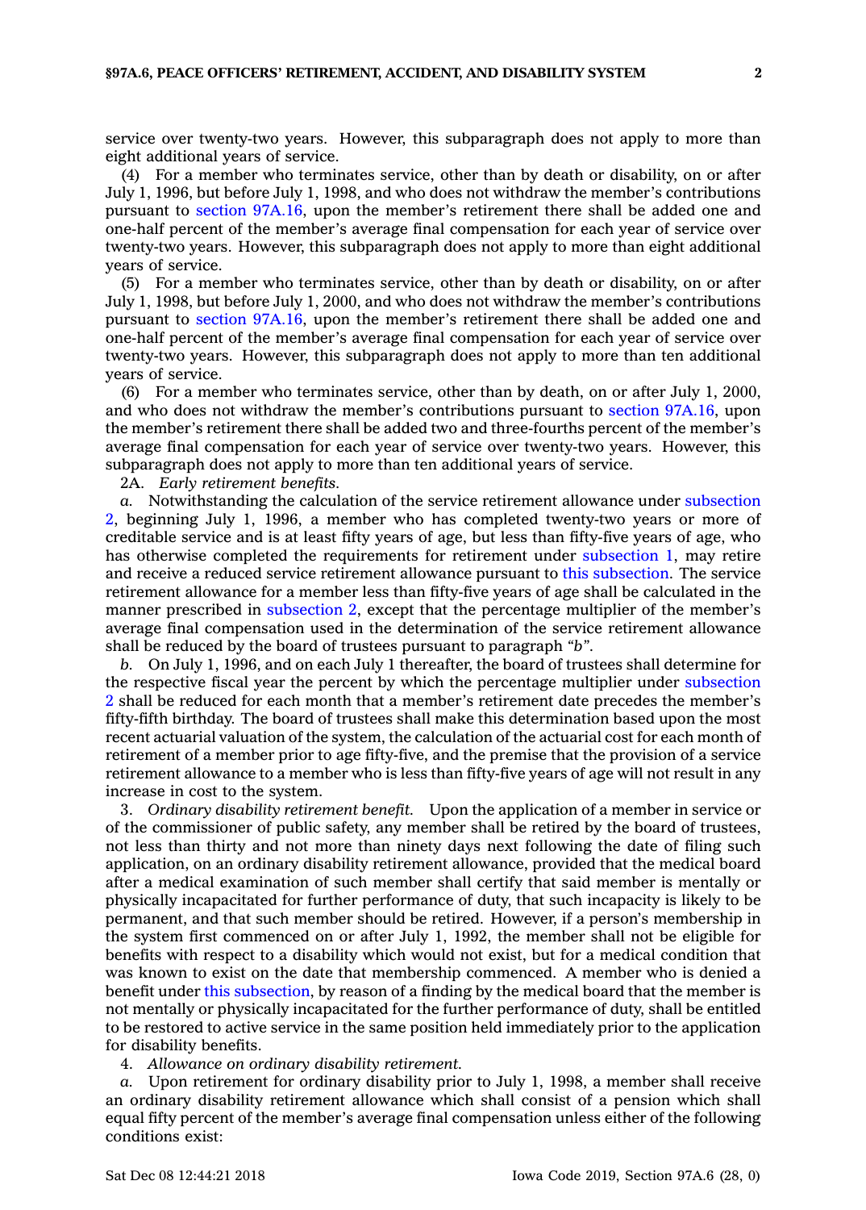service over twenty-two years. However, this subparagraph does not apply to more than eight additional years of service.

(4) For a member who terminates service, other than by death or disability, on or after July 1, 1996, but before July 1, 1998, and who does not withdraw the member's contributions pursuant to section 97A.16, upon the member's retirement there shall be added one and one-half percent of the member's average final compensation for each year of service over twenty-two years. However, this subparagraph does not apply to more than eight additional years of service.

(5) For a member who terminates service, other than by death or disability, on or after July 1, 1998, but before July 1, 2000, and who does not withdraw the member's contributions pursuant to section 97A.16, upon the member's retirement there shall be added one and one-half percent of the member's average final compensation for each year of service over twenty-two years. However, this subparagraph does not apply to more than ten additional years of service.

(6) For a member who terminates service, other than by death, on or after July 1, 2000, and who does not withdraw the member's contributions pursuant to section 97A.16, upon the member's retirement there shall be added two and three-fourths percent of the member's average final compensation for each year of service over twenty-two years. However, this subparagraph does not apply to more than ten additional years of service.

2A. *Early retirement benefits.*

*a.* Notwithstanding the calculation of the service retirement allowance under subsection 2, beginning July 1, 1996, a member who has completed twenty-two years or more of creditable service and is at least fifty years of age, but less than fifty-five years of age, who has otherwise completed the requirements for retirement under subsection 1, may retire and receive a reduced service retirement allowance pursuant to this subsection. The service retirement allowance for a member less than fifty-five years of age shall be calculated in the manner prescribed in subsection 2, except that the percentage multiplier of the member's average final compensation used in the determination of the service retirement allowance shall be reduced by the board of trustees pursuant to paragraph *"b"*.

*b.* On July 1, 1996, and on each July 1 thereafter, the board of trustees shall determine for the respective fiscal year the percent by which the percentage multiplier under subsection 2 shall be reduced for each month that a member's retirement date precedes the member's fifty-fifth birthday. The board of trustees shall make this determination based upon the most recent actuarial valuation of the system, the calculation of the actuarial cost for each month of retirement of a member prior to age fifty-five, and the premise that the provision of a service retirement allowance to a member who is less than fifty-five years of age will not result in any increase in cost to the system.

3. *Ordinary disability retirement benefit.* Upon the application of a member in service or of the commissioner of public safety, any member shall be retired by the board of trustees, not less than thirty and not more than ninety days next following the date of filing such application, on an ordinary disability retirement allowance, provided that the medical board after a medical examination of such member shall certify that said member is mentally or physically incapacitated for further performance of duty, that such incapacity is likely to be permanent, and that such member should be retired. However, if a person's membership in the system first commenced on or after July 1, 1992, the member shall not be eligible for benefits with respect to a disability which would not exist, but for a medical condition that was known to exist on the date that membership commenced. A member who is denied a benefit under this subsection, by reason of a finding by the medical board that the member is not mentally or physically incapacitated for the further performance of duty, shall be entitled to be restored to active service in the same position held immediately prior to the application for disability benefits.

4. *Allowance on ordinary disability retirement.*

*a.* Upon retirement for ordinary disability prior to July 1, 1998, a member shall receive an ordinary disability retirement allowance which shall consist of a pension which shall equal fifty percent of the member's average final compensation unless either of the following conditions exist: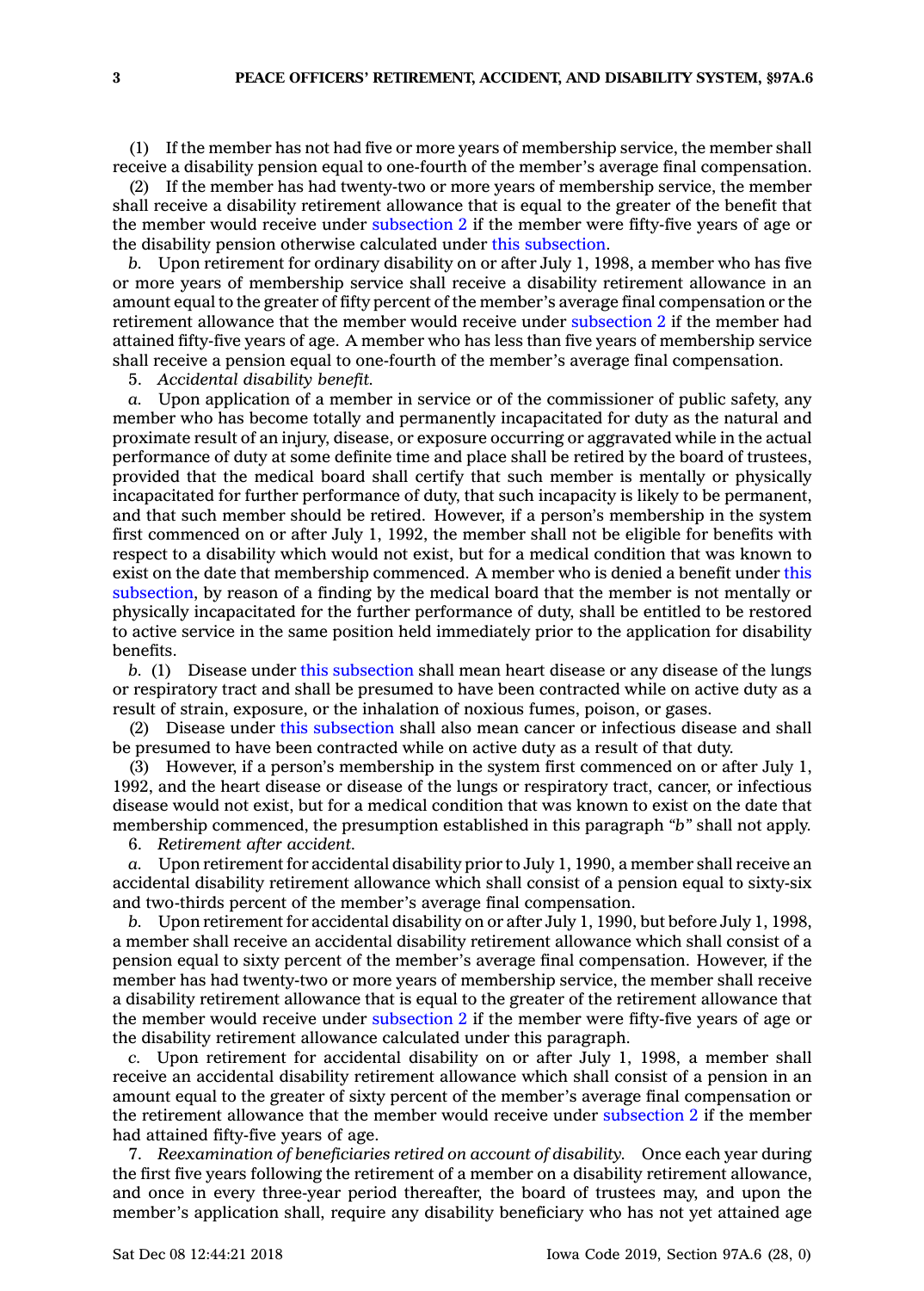(1) If the member has not had five or more years of membership service, the member shall receive a disability pension equal to one-fourth of the member's average final compensation.

(2) If the member has had twenty-two or more years of membership service, the member shall receive a disability retirement allowance that is equal to the greater of the benefit that the member would receive under subsection 2 if the member were fifty-five years of age or the disability pension otherwise calculated under this subsection.

*b.* Upon retirement for ordinary disability on or after July 1, 1998, a member who has five or more years of membership service shall receive a disability retirement allowance in an amount equal to the greater of fifty percent of the member's average final compensation or the retirement allowance that the member would receive under subsection 2 if the member had attained fifty-five years of age. A member who has less than five years of membership service shall receive a pension equal to one-fourth of the member's average final compensation.

5. *Accidental disability benefit.*

*a.* Upon application of a member in service or of the commissioner of public safety, any member who has become totally and permanently incapacitated for duty as the natural and proximate result of an injury, disease, or exposure occurring or aggravated while in the actual performance of duty at some definite time and place shall be retired by the board of trustees, provided that the medical board shall certify that such member is mentally or physically incapacitated for further performance of duty, that such incapacity is likely to be permanent, and that such member should be retired. However, if a person's membership in the system first commenced on or after July 1, 1992, the member shall not be eligible for benefits with respect to a disability which would not exist, but for a medical condition that was known to exist on the date that membership commenced. A member who is denied a benefit under this subsection, by reason of a finding by the medical board that the member is not mentally or physically incapacitated for the further performance of duty, shall be entitled to be restored to active service in the same position held immediately prior to the application for disability benefits.

*b.* (1) Disease under this subsection shall mean heart disease or any disease of the lungs or respiratory tract and shall be presumed to have been contracted while on active duty as a result of strain, exposure, or the inhalation of noxious fumes, poison, or gases.

(2) Disease under this subsection shall also mean cancer or infectious disease and shall be presumed to have been contracted while on active duty as a result of that duty.

(3) However, if a person's membership in the system first commenced on or after July 1, 1992, and the heart disease or disease of the lungs or respiratory tract, cancer, or infectious disease would not exist, but for a medical condition that was known to exist on the date that membership commenced, the presumption established in this paragraph *"b"* shall not apply.

6. *Retirement after accident.*

*a.* Upon retirement for accidental disability prior to July 1, 1990, a member shall receive an accidental disability retirement allowance which shall consist of a pension equal to sixty-six and two-thirds percent of the member's average final compensation.

*b.* Upon retirement for accidental disability on or after July 1, 1990, but before July 1, 1998, a member shall receive an accidental disability retirement allowance which shall consist of a pension equal to sixty percent of the member's average final compensation. However, if the member has had twenty-two or more years of membership service, the member shall receive a disability retirement allowance that is equal to the greater of the retirement allowance that the member would receive under subsection 2 if the member were fifty-five years of age or the disability retirement allowance calculated under this paragraph.

*c.* Upon retirement for accidental disability on or after July 1, 1998, a member shall receive an accidental disability retirement allowance which shall consist of a pension in an amount equal to the greater of sixty percent of the member's average final compensation or the retirement allowance that the member would receive under subsection 2 if the member had attained fifty-five years of age.

7. *Reexamination of beneficiaries retired on account of disability.* Once each year during the first five years following the retirement of a member on a disability retirement allowance, and once in every three-year period thereafter, the board of trustees may, and upon the member's application shall, require any disability beneficiary who has not yet attained age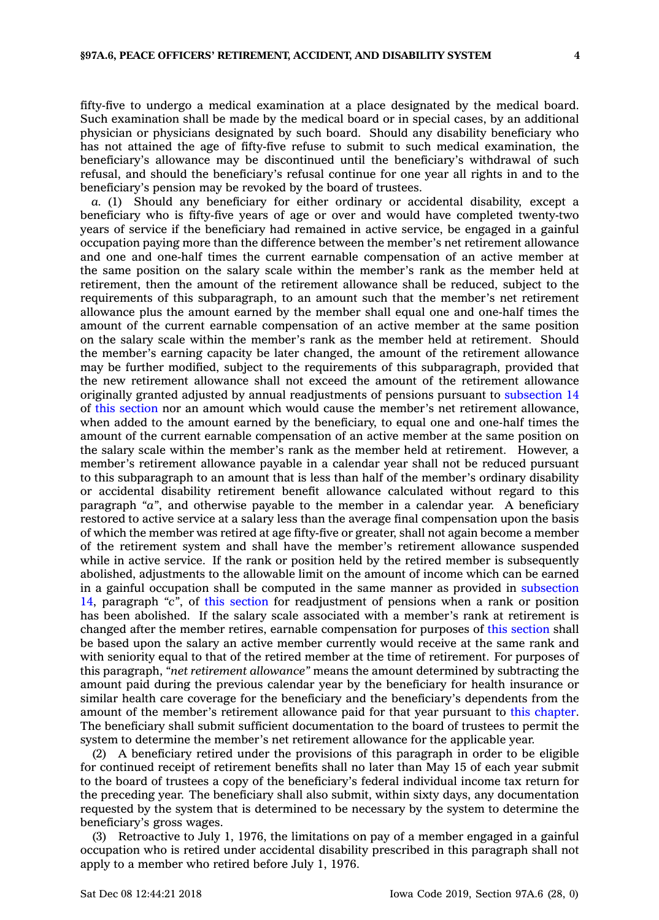fifty-five to undergo a medical examination at a place designated by the medical board. Such examination shall be made by the medical board or in special cases, by an additional physician or physicians designated by such board. Should any disability beneficiary who has not attained the age of fifty-five refuse to submit to such medical examination, the beneficiary's allowance may be discontinued until the beneficiary's withdrawal of such refusal, and should the beneficiary's refusal continue for one year all rights in and to the beneficiary's pension may be revoked by the board of trustees.

*a.* (1) Should any beneficiary for either ordinary or accidental disability, except a beneficiary who is fifty-five years of age or over and would have completed twenty-two years of service if the beneficiary had remained in active service, be engaged in a gainful occupation paying more than the difference between the member's net retirement allowance and one and one-half times the current earnable compensation of an active member at the same position on the salary scale within the member's rank as the member held at retirement, then the amount of the retirement allowance shall be reduced, subject to the requirements of this subparagraph, to an amount such that the member's net retirement allowance plus the amount earned by the member shall equal one and one-half times the amount of the current earnable compensation of an active member at the same position on the salary scale within the member's rank as the member held at retirement. Should the member's earning capacity be later changed, the amount of the retirement allowance may be further modified, subject to the requirements of this subparagraph, provided that the new retirement allowance shall not exceed the amount of the retirement allowance originally granted adjusted by annual readjustments of pensions pursuant to subsection 14 of this section nor an amount which would cause the member's net retirement allowance, when added to the amount earned by the beneficiary, to equal one and one-half times the amount of the current earnable compensation of an active member at the same position on the salary scale within the member's rank as the member held at retirement. However, a member's retirement allowance payable in a calendar year shall not be reduced pursuant to this subparagraph to an amount that is less than half of the member's ordinary disability or accidental disability retirement benefit allowance calculated without regard to this paragraph "*a*", and otherwise payable to the member in a calendar year. A beneficiary restored to active service at a salary less than the average final compensation upon the basis of which the member was retired at age fifty-five or greater, shall not again become a member of the retirement system and shall have the member's retirement allowance suspended while in active service. If the rank or position held by the retired member is subsequently abolished, adjustments to the allowable limit on the amount of income which can be earned in a gainful occupation shall be computed in the same manner as provided in subsection 14, paragraph "*c*", of this section for readjustment of pensions when a rank or position has been abolished. If the salary scale associated with a member's rank at retirement is changed after the member retires, earnable compensation for purposes of this section shall be based upon the salary an active member currently would receive at the same rank and with seniority equal to that of the retired member at the time of retirement. For purposes of this paragraph, *"net retirement allowance"* means the amount determined by subtracting the amount paid during the previous calendar year by the beneficiary for health insurance or similar health care coverage for the beneficiary and the beneficiary's dependents from the amount of the member's retirement allowance paid for that year pursuant to this chapter. The beneficiary shall submit sufficient documentation to the board of trustees to permit the system to determine the member's net retirement allowance for the applicable year.

(2) A beneficiary retired under the provisions of this paragraph in order to be eligible for continued receipt of retirement benefits shall no later than May 15 of each year submit to the board of trustees a copy of the beneficiary's federal individual income tax return for the preceding year. The beneficiary shall also submit, within sixty days, any documentation requested by the system that is determined to be necessary by the system to determine the beneficiary's gross wages.

(3) Retroactive to July 1, 1976, the limitations on pay of a member engaged in a gainful occupation who is retired under accidental disability prescribed in this paragraph shall not apply to a member who retired before July 1, 1976.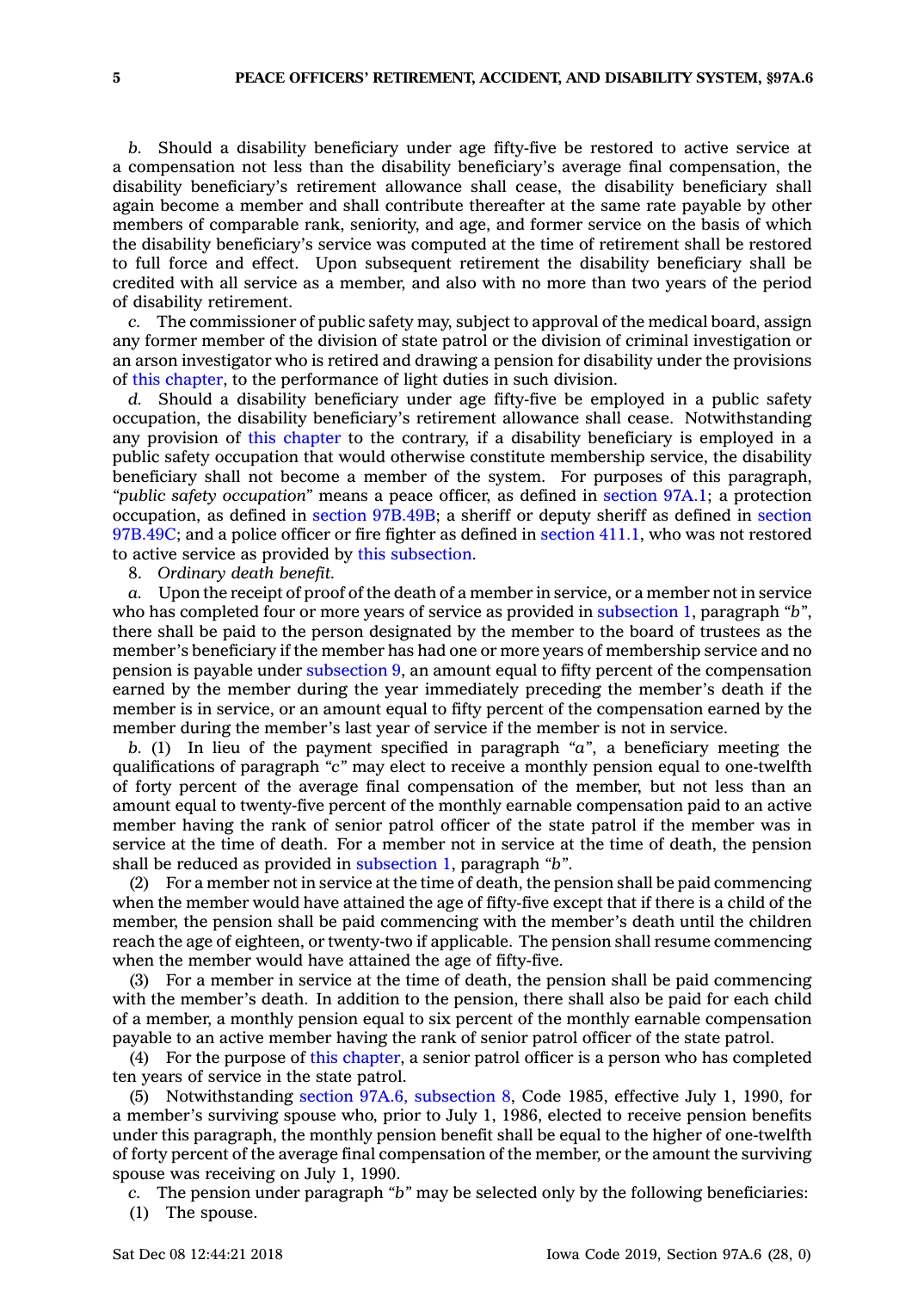*b.* Should a disability beneficiary under age fifty-five be restored to active service at a compensation not less than the disability beneficiary's average final compensation, the disability beneficiary's retirement allowance shall cease, the disability beneficiary shall again become a member and shall contribute thereafter at the same rate payable by other members of comparable rank, seniority, and age, and former service on the basis of which the disability beneficiary's service was computed at the time of retirement shall be restored to full force and effect. Upon subsequent retirement the disability beneficiary shall be credited with all service as a member, and also with no more than two years of the period of disability retirement.

*c.* The commissioner of public safety may, subject to approval of the medical board, assign any former member of the division of state patrol or the division of criminal investigation or an arson investigator who is retired and drawing a pension for disability under the provisions of this chapter, to the performance of light duties in such division.

*d.* Should a disability beneficiary under age fifty-five be employed in a public safety occupation, the disability beneficiary's retirement allowance shall cease. Notwithstanding any provision of this chapter to the contrary, if a disability beneficiary is employed in a public safety occupation that would otherwise constitute membership service, the disability beneficiary shall not become a member of the system. For purposes of this paragraph, *"public safety occupation"* means a peace officer, as defined in section 97A.1; a protection occupation, as defined in section 97B.49B; a sheriff or deputy sheriff as defined in section 97B.49C; and a police officer or fire fighter as defined in section 411.1, who was not restored to active service as provided by this subsection.

8. *Ordinary death benefit.*

*a.* Upon the receipt of proof of the death of a member in service, or a member not in service who has completed four or more years of service as provided in subsection 1, paragraph *"b"*, there shall be paid to the person designated by the member to the board of trustees as the member's beneficiary if the member has had one or more years of membership service and no pension is payable under subsection 9, an amount equal to fifty percent of the compensation earned by the member during the year immediately preceding the member's death if the member is in service, or an amount equal to fifty percent of the compensation earned by the member during the member's last year of service if the member is not in service.

*b.* (1) In lieu of the payment specified in paragraph *"a"*, a beneficiary meeting the qualifications of paragraph *"c"* may elect to receive a monthly pension equal to one-twelfth of forty percent of the average final compensation of the member, but not less than an amount equal to twenty-five percent of the monthly earnable compensation paid to an active member having the rank of senior patrol officer of the state patrol if the member was in service at the time of death. For a member not in service at the time of death, the pension shall be reduced as provided in subsection 1, paragraph *"b"*.

(2) For a member not in service at the time of death, the pension shall be paid commencing when the member would have attained the age of fifty-five except that if there is a child of the member, the pension shall be paid commencing with the member's death until the children reach the age of eighteen, or twenty-two if applicable. The pension shall resume commencing when the member would have attained the age of fifty-five.

(3) For a member in service at the time of death, the pension shall be paid commencing with the member's death. In addition to the pension, there shall also be paid for each child of a member, a monthly pension equal to six percent of the monthly earnable compensation payable to an active member having the rank of senior patrol officer of the state patrol.

(4) For the purpose of this chapter, a senior patrol officer is a person who has completed ten years of service in the state patrol.

(5) Notwithstanding section 97A.6, subsection 8, Code 1985, effective July 1, 1990, for a member's surviving spouse who, prior to July 1, 1986, elected to receive pension benefits under this paragraph, the monthly pension benefit shall be equal to the higher of one-twelfth of forty percent of the average final compensation of the member, or the amount the surviving spouse was receiving on July 1, 1990.

*c.* The pension under paragraph *"b"* may be selected only by the following beneficiaries:

(1) The spouse.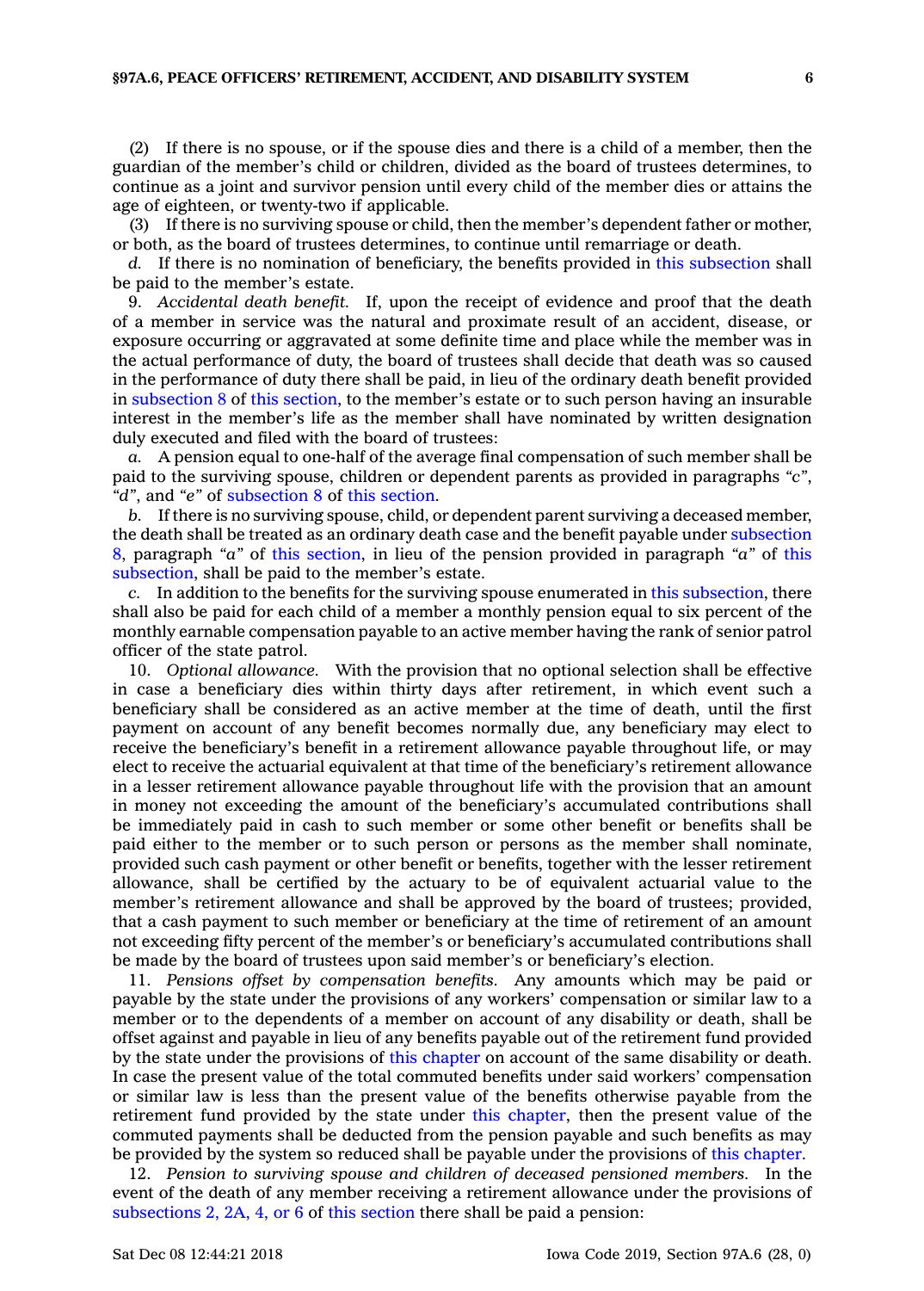(2) If there is no spouse, or if the spouse dies and there is a child of a member, then the guardian of the member's child or children, divided as the board of trustees determines, to continue as a joint and survivor pension until every child of the member dies or attains the age of eighteen, or twenty-two if applicable.

(3) If there is no surviving spouse or child, then the member's dependent father or mother, or both, as the board of trustees determines, to continue until remarriage or death.

*d.* If there is no nomination of beneficiary, the benefits provided in this subsection shall be paid to the member's estate.

9. *Accidental death benefit.* If, upon the receipt of evidence and proof that the death of a member in service was the natural and proximate result of an accident, disease, or exposure occurring or aggravated at some definite time and place while the member was in the actual performance of duty, the board of trustees shall decide that death was so caused in the performance of duty there shall be paid, in lieu of the ordinary death benefit provided in subsection 8 of this section, to the member's estate or to such person having an insurable interest in the member's life as the member shall have nominated by written designation duly executed and filed with the board of trustees:

*a.* A pension equal to one-half of the average final compensation of such member shall be paid to the surviving spouse, children or dependent parents as provided in paragraphs *"c"*, *"d"*, and *"e"* of subsection 8 of this section.

*b.* If there is no surviving spouse, child, or dependent parent surviving a deceased member, the death shall be treated as an ordinary death case and the benefit payable under subsection 8, paragraph *"a"* of this section, in lieu of the pension provided in paragraph *"a"* of this subsection, shall be paid to the member's estate.

*c.* In addition to the benefits for the surviving spouse enumerated in this subsection, there shall also be paid for each child of a member a monthly pension equal to six percent of the monthly earnable compensation payable to an active member having the rank of senior patrol officer of the state patrol.

10. *Optional allowance.* With the provision that no optional selection shall be effective in case a beneficiary dies within thirty days after retirement, in which event such a beneficiary shall be considered as an active member at the time of death, until the first payment on account of any benefit becomes normally due, any beneficiary may elect to receive the beneficiary's benefit in a retirement allowance payable throughout life, or may elect to receive the actuarial equivalent at that time of the beneficiary's retirement allowance in a lesser retirement allowance payable throughout life with the provision that an amount in money not exceeding the amount of the beneficiary's accumulated contributions shall be immediately paid in cash to such member or some other benefit or benefits shall be paid either to the member or to such person or persons as the member shall nominate, provided such cash payment or other benefit or benefits, together with the lesser retirement allowance, shall be certified by the actuary to be of equivalent actuarial value to the member's retirement allowance and shall be approved by the board of trustees; provided, that a cash payment to such member or beneficiary at the time of retirement of an amount not exceeding fifty percent of the member's or beneficiary's accumulated contributions shall be made by the board of trustees upon said member's or beneficiary's election.

11. *Pensions offset by compensation benefits.* Any amounts which may be paid or payable by the state under the provisions of any workers' compensation or similar law to a member or to the dependents of a member on account of any disability or death, shall be offset against and payable in lieu of any benefits payable out of the retirement fund provided by the state under the provisions of this chapter on account of the same disability or death. In case the present value of the total commuted benefits under said workers' compensation or similar law is less than the present value of the benefits otherwise payable from the retirement fund provided by the state under this chapter, then the present value of the commuted payments shall be deducted from the pension payable and such benefits as may be provided by the system so reduced shall be payable under the provisions of this chapter.

12. *Pension to surviving spouse and children of deceased pensioned members.* In the event of the death of any member receiving a retirement allowance under the provisions of subsections 2, 2A, 4, or 6 of this section there shall be paid a pension: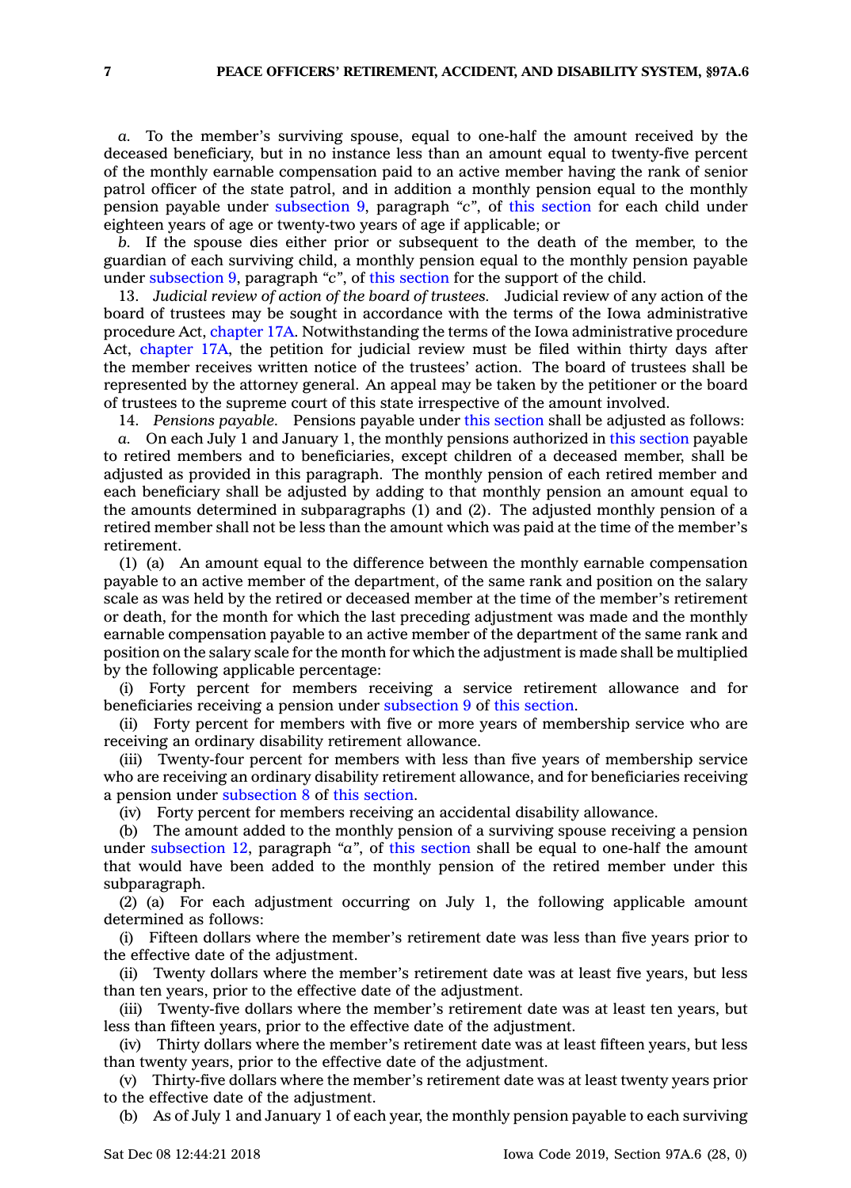*a.* To the member's surviving spouse, equal to one-half the amount received by the deceased beneficiary, but in no instance less than an amount equal to twenty-five percent of the monthly earnable compensation paid to an active member having the rank of senior patrol officer of the state patrol, and in addition a monthly pension equal to the monthly pension payable under subsection 9, paragraph *"c"*, of this section for each child under eighteen years of age or twenty-two years of age if applicable; or

*b.* If the spouse dies either prior or subsequent to the death of the member, to the guardian of each surviving child, a monthly pension equal to the monthly pension payable under subsection 9, paragraph *"c"*, of this section for the support of the child.

13. *Judicial review of action of the board of trustees.* Judicial review of any action of the board of trustees may be sought in accordance with the terms of the Iowa administrative procedure Act, chapter 17A. Notwithstanding the terms of the Iowa administrative procedure Act, chapter 17A, the petition for judicial review must be filed within thirty days after the member receives written notice of the trustees' action. The board of trustees shall be represented by the attorney general. An appeal may be taken by the petitioner or the board of trustees to the supreme court of this state irrespective of the amount involved.

14. *Pensions payable.* Pensions payable under this section shall be adjusted as follows:

*a.* On each July 1 and January 1, the monthly pensions authorized in this section payable to retired members and to beneficiaries, except children of a deceased member, shall be adjusted as provided in this paragraph. The monthly pension of each retired member and each beneficiary shall be adjusted by adding to that monthly pension an amount equal to the amounts determined in subparagraphs (1) and (2). The adjusted monthly pension of a retired member shall not be less than the amount which was paid at the time of the member's retirement.

(1) (a) An amount equal to the difference between the monthly earnable compensation payable to an active member of the department, of the same rank and position on the salary scale as was held by the retired or deceased member at the time of the member's retirement or death, for the month for which the last preceding adjustment was made and the monthly earnable compensation payable to an active member of the department of the same rank and position on the salary scale for the month for which the adjustment is made shall be multiplied by the following applicable percentage:

(i) Forty percent for members receiving a service retirement allowance and for beneficiaries receiving a pension under subsection 9 of this section.

(ii) Forty percent for members with five or more years of membership service who are receiving an ordinary disability retirement allowance.

(iii) Twenty-four percent for members with less than five years of membership service who are receiving an ordinary disability retirement allowance, and for beneficiaries receiving a pension under subsection 8 of this section.

(iv) Forty percent for members receiving an accidental disability allowance.

(b) The amount added to the monthly pension of a surviving spouse receiving a pension under subsection 12, paragraph *"a"*, of this section shall be equal to one-half the amount that would have been added to the monthly pension of the retired member under this subparagraph.

(2) (a) For each adjustment occurring on July 1, the following applicable amount determined as follows:

(i) Fifteen dollars where the member's retirement date was less than five years prior to the effective date of the adjustment.

(ii) Twenty dollars where the member's retirement date was at least five years, but less than ten years, prior to the effective date of the adjustment.

(iii) Twenty-five dollars where the member's retirement date was at least ten years, but less than fifteen years, prior to the effective date of the adjustment.

(iv) Thirty dollars where the member's retirement date was at least fifteen years, but less than twenty years, prior to the effective date of the adjustment.

(v) Thirty-five dollars where the member's retirement date was at least twenty years prior to the effective date of the adjustment.

(b) As of July 1 and January 1 of each year, the monthly pension payable to each surviving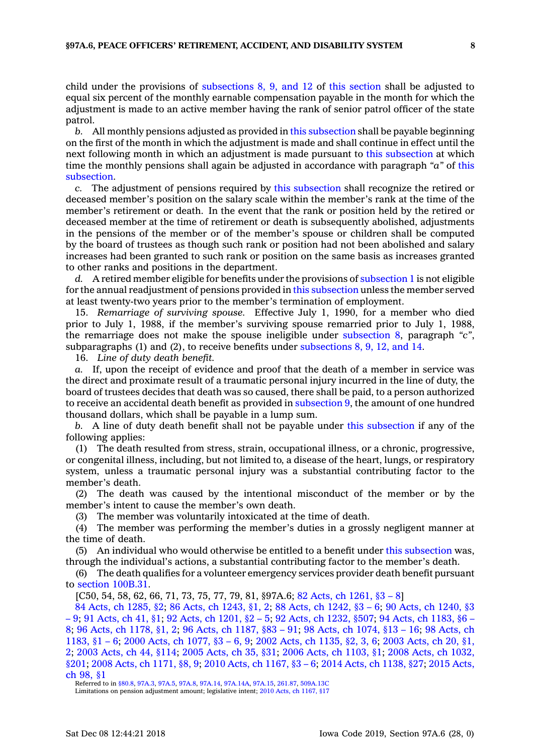child under the provisions of subsections 8, 9, and 12 of this section shall be adjusted to equal six percent of the monthly earnable compensation payable in the month for which the adjustment is made to an active member having the rank of senior patrol officer of the state patrol.

*b.* All monthly pensions adjusted as provided in this subsection shall be payable beginning on the first of the month in which the adjustment is made and shall continue in effect until the next following month in which an adjustment is made pursuant to this subsection at which time the monthly pensions shall again be adjusted in accordance with paragraph *"a"* of this subsection.

*c.* The adjustment of pensions required by this subsection shall recognize the retired or deceased member's position on the salary scale within the member's rank at the time of the member's retirement or death. In the event that the rank or position held by the retired or deceased member at the time of retirement or death is subsequently abolished, adjustments in the pensions of the member or of the member's spouse or children shall be computed by the board of trustees as though such rank or position had not been abolished and salary increases had been granted to such rank or position on the same basis as increases granted to other ranks and positions in the department.

*d.* A retired member eligible for benefits under the provisions of subsection 1 is not eligible for the annual readjustment of pensions provided in this subsection unless the member served at least twenty-two years prior to the member's termination of employment.

15. *Remarriage of surviving spouse.* Effective July 1, 1990, for a member who died prior to July 1, 1988, if the member's surviving spouse remarried prior to July 1, 1988, the remarriage does not make the spouse ineligible under subsection 8, paragraph *"c"*, subparagraphs (1) and (2), to receive benefits under subsections 8, 9, 12, and 14.

16. *Line of duty death benefit.*

*a.* If, upon the receipt of evidence and proof that the death of a member in service was the direct and proximate result of a traumatic personal injury incurred in the line of duty, the board of trustees decides that death was so caused, there shall be paid, to a person authorized to receive an accidental death benefit as provided in subsection 9, the amount of one hundred thousand dollars, which shall be payable in a lump sum.

*b.* A line of duty death benefit shall not be payable under this subsection if any of the following applies:

(1) The death resulted from stress, strain, occupational illness, or a chronic, progressive, or congenital illness, including, but not limited to, a disease of the heart, lungs, or respiratory system, unless a traumatic personal injury was a substantial contributing factor to the member's death.

(2) The death was caused by the intentional misconduct of the member or by the member's intent to cause the member's own death.

(3) The member was voluntarily intoxicated at the time of death.

(4) The member was performing the member's duties in a grossly negligent manner at the time of death.

(5) An individual who would otherwise be entitled to a benefit under this subsection was, through the individual's actions, a substantial contributing factor to the member's death.

(6) The death qualifies for a volunteer emergency services provider death benefit pursuant to section 100B.31.

[C50, 54, 58, 62, 66, 71, 73, 75, 77, 79, 81, §97A.6; 82 Acts, ch 1261, §3 – 8]

84 Acts, ch 1285, §2; 86 Acts, ch 1243, §1, 2; 88 Acts, ch 1242, §3 – 6; 90 Acts, ch 1240, §3 – 9; 91 Acts, ch 41, §1; 92 Acts, ch 1201, §2 – 5; 92 Acts, ch 1232, §507; 94 Acts, ch 1183, §6 – 8; 96 Acts, ch 1178, §1, 2; 96 Acts, ch 1187, §83 – 91; 98 Acts, ch 1074, §13 – 16; 98 Acts, ch 1183, §1 – 6; 2000 Acts, ch 1077, §3 – 6, 9; 2002 Acts, ch 1135, §2, 3, 6; 2003 Acts, ch 20, §1, 2; 2003 Acts, ch 44, §114; 2005 Acts, ch 35, §31; 2006 Acts, ch 1103, §1; 2008 Acts, ch 1032, §201; 2008 Acts, ch 1171, §8, 9; 2010 Acts, ch 1167, §3 – 6; 2014 Acts, ch 1138, §27; 2015 Acts, ch 98, §1

Referred to in §80.8, 97A.3, 97A.5, 97A.8, 97A.14, 97A.14A, 97A.15, 261.87, 509A.13C
Limitations on pension adjustment amount; legislative intent; 2010 Acts, ch 1167, §17